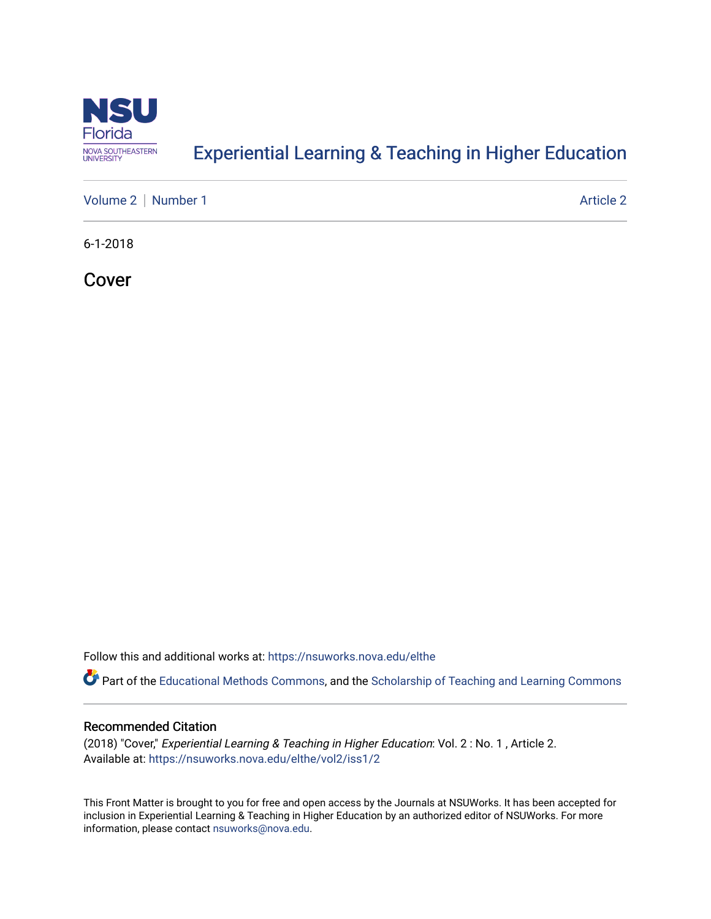# Experiential Learning & Teaching in Higher Education

Volume 2 | Number 1 — Article 2

6-1-2018

## Cover

Follow this and additional works at: https://nsuworks.nova.edu/elthe

Part of the Educational Methods Commons, and the Scholarship of Teaching and Learning Commons

### Recommended Citation

(2018) "Cover," *Experiential Learning & Teaching in Higher Education*: Vol. 2 : No. 1 , Article 2.
Available at: https://nsuworks.nova.edu/elthe/vol2/iss1/2

This Front Matter is brought to you for free and open access by the Journals at NSUWorks. It has been accepted for inclusion in Experiential Learning & Teaching in Higher Education by an authorized editor of NSUWorks. For more information, please contact nsuworks@nova.edu.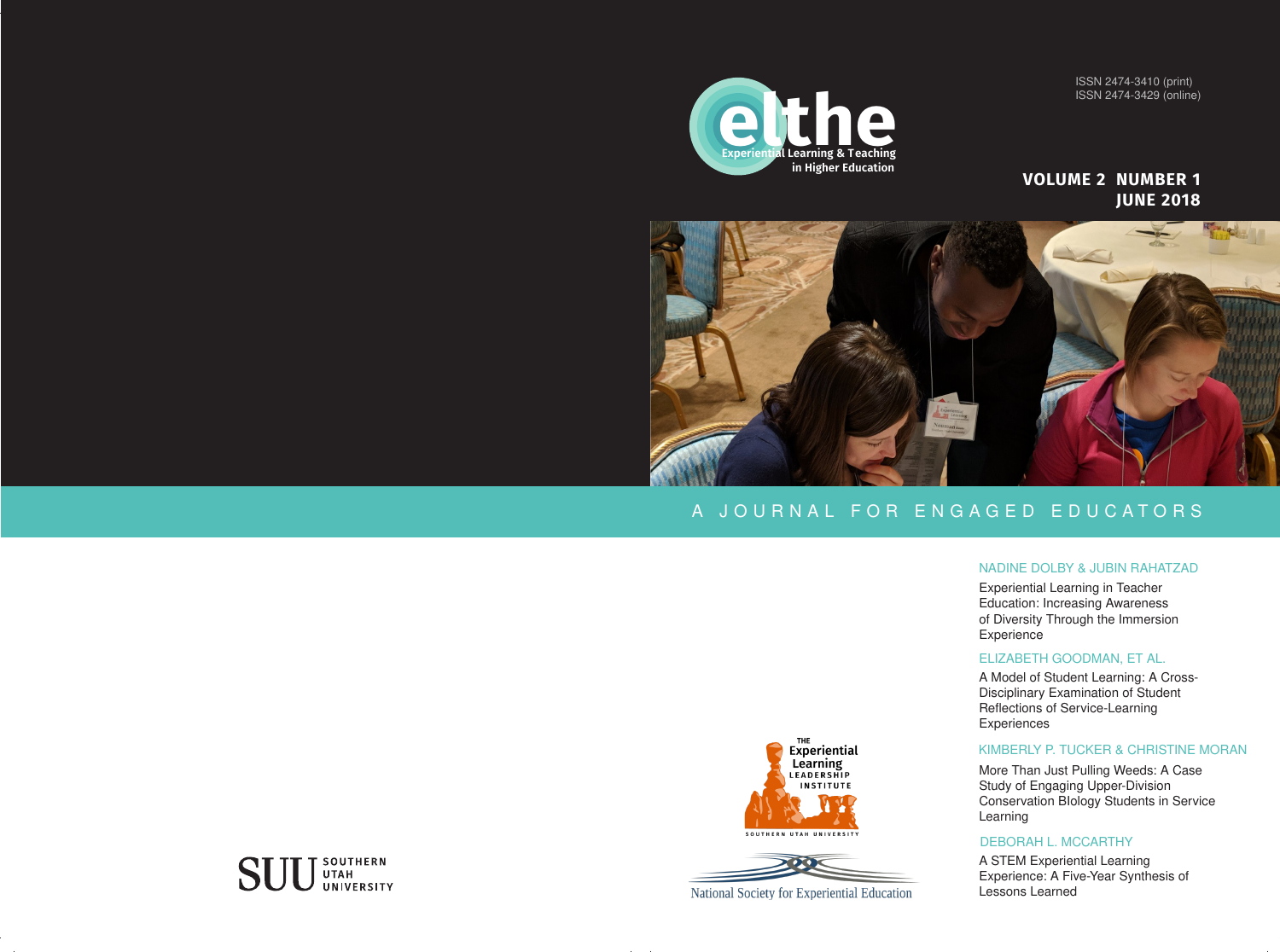ISSN 2474-3410 (print)
ISSN 2474-3429 (online)

# elthe

Experiential Learning & Teaching in Higher Education

**VOLUME 2 NUMBER 1**
**JUNE 2018**

A JOURNAL FOR ENGAGED EDUCATORS

NADINE DOLBY & JUBIN RAHATZAD

Experiential Learning in Teacher Education: Increasing Awareness of Diversity Through the Immersion Experience

ELIZABETH GOODMAN, ET AL.

A Model of Student Learning: A Cross-Disciplinary Examination of Student Reflections of Service-Learning Experiences

KIMBERLY P. TUCKER & CHRISTINE MORAN

More Than Just Pulling Weeds: A Case Study of Engaging Upper-Division Conservation BIology Students in Service Learning

DEBORAH L. MCCARTHY

A STEM Experiential Learning Experience: A Five-Year Synthesis of Lessons Learned

THE Experiential Learning LEADERSHIP INSTITUTE
SOUTHERN UTAH UNIVERSITY

National Society for Experiential Education

SUU SOUTHERN UTAH UNIVERSITY